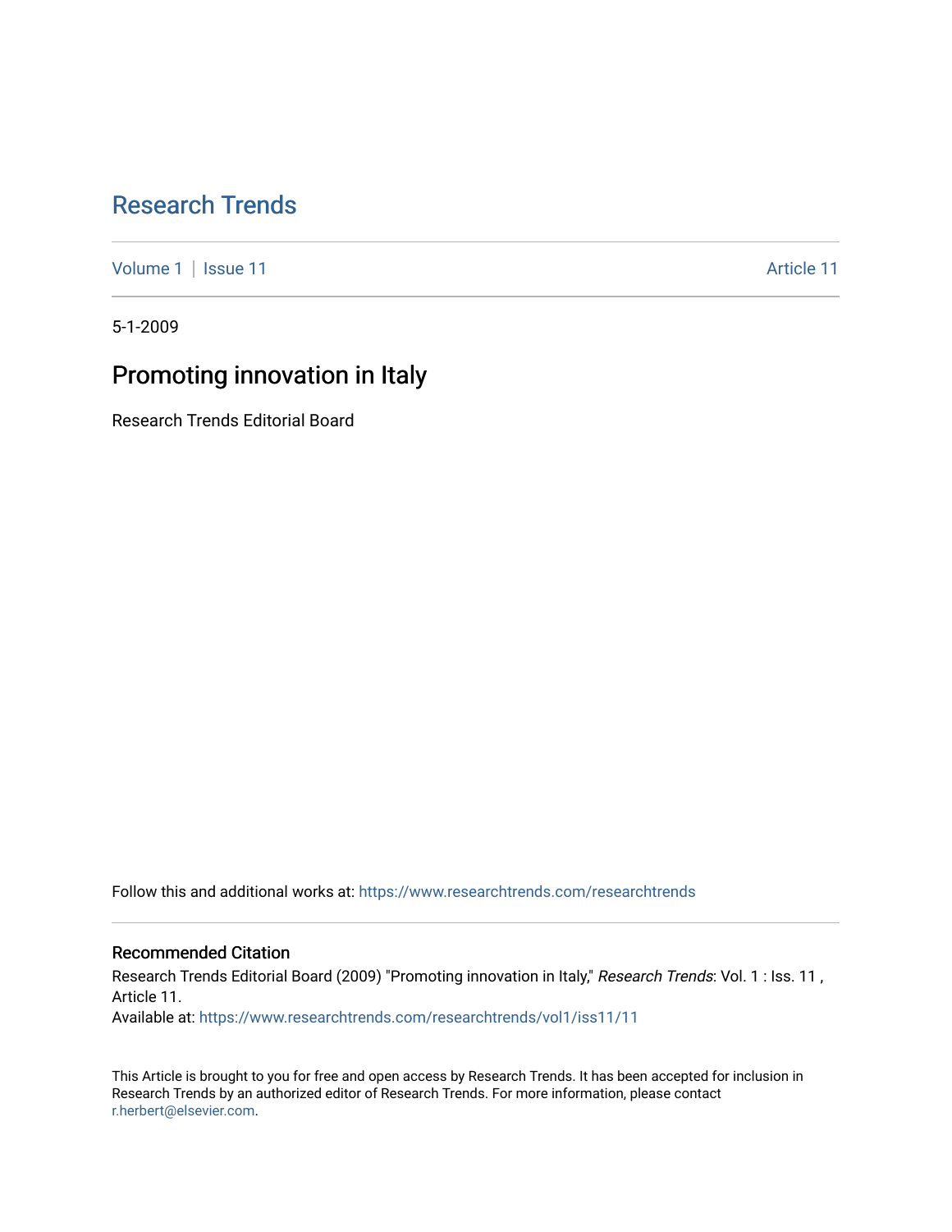Research Trends

Volume 1 | Issue 11 Article 11

5-1-2009

# Promoting innovation in Italy

Research Trends Editorial Board

Follow this and additional works at: https://www.researchtrends.com/researchtrends

## Recommended Citation

Research Trends Editorial Board (2009) "Promoting innovation in Italy," *Research Trends*: Vol. 1 : Iss. 11 , Article 11.
Available at: https://www.researchtrends.com/researchtrends/vol1/iss11/11

This Article is brought to you for free and open access by Research Trends. It has been accepted for inclusion in Research Trends by an authorized editor of Research Trends. For more information, please contact r.herbert@elsevier.com.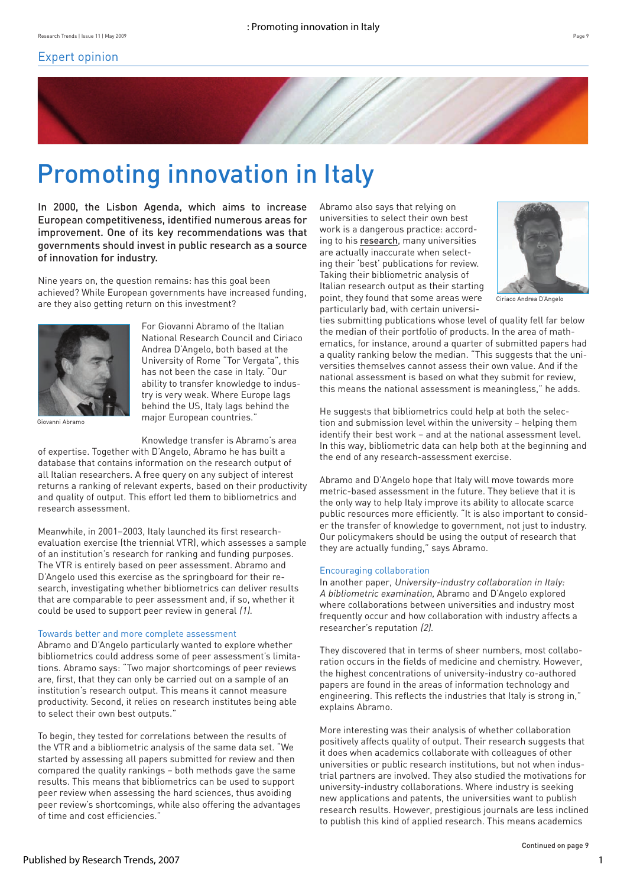Expert opinion

# Promoting innovation in Italy

**In 2000, the Lisbon Agenda, which aims to increase European competitiveness, identified numerous areas for improvement. One of its key recommendations was that governments should invest in public research as a source of innovation for industry.**

Nine years on, the question remains: has this goal been achieved? While European governments have increased funding, are they also getting return on this investment?

Giovanni Abramo

For Giovanni Abramo of the Italian National Research Council and Ciriaco Andrea D'Angelo, both based at the University of Rome "Tor Vergata", this has not been the case in Italy. "Our ability to transfer knowledge to industry is very weak. Where Europe lags behind the US, Italy lags behind the major European countries."

Knowledge transfer is Abramo's area of expertise. Together with D'Angelo, Abramo he has built a database that contains information on the research output of all Italian researchers. A free query on any subject of interest returns a ranking of relevant experts, based on their productivity and quality of output. This effort led them to bibliometrics and research assessment.

Meanwhile, in 2001–2003, Italy launched its first research-evaluation exercise (the triennial VTR), which assesses a sample of an institution's research for ranking and funding purposes. The VTR is entirely based on peer assessment. Abramo and D'Angelo used this exercise as the springboard for their research, investigating whether bibliometrics can deliver results that are comparable to peer assessment and, if so, whether it could be used to support peer review in general *(1)*.

### Towards better and more complete assessment

Abramo and D'Angelo particularly wanted to explore whether bibliometrics could address some of peer assessment's limitations. Abramo says: "Two major shortcomings of peer reviews are, first, that they can only be carried out on a sample of an institution's research output. This means it cannot measure productivity. Second, it relies on research institutes being able to select their own best outputs."

To begin, they tested for correlations between the results of the VTR and a bibliometric analysis of the same data set. "We started by assessing all papers submitted for review and then compared the quality rankings – both methods gave the same results. This means that bibliometrics can be used to support peer review when assessing the hard sciences, thus avoiding peer review's shortcomings, while also offering the advantages of time and cost efficiencies."

Ciriaco Andrea D'Angelo

Abramo also says that relying on universities to select their own best work is a dangerous practice: according to his research, many universities are actually inaccurate when selecting their 'best' publications for review. Taking their bibliometric analysis of Italian research output as their starting point, they found that some areas were particularly bad, with certain universities submitting publications whose level of quality fell far below the median of their portfolio of products. In the area of mathematics, for instance, around a quarter of submitted papers had a quality ranking below the median. "This suggests that the universities themselves cannot assess their own value. And if the national assessment is based on what they submit for review, this means the national assessment is meaningless," he adds.

He suggests that bibliometrics could help at both the selection and submission level within the university – helping them identify their best work – and at the national assessment level. In this way, bibliometric data can help both at the beginning and the end of any research-assessment exercise.

Abramo and D'Angelo hope that Italy will move towards more metric-based assessment in the future. They believe that it is the only way to help Italy improve its ability to allocate scarce public resources more efficiently. "It is also important to consider the transfer of knowledge to government, not just to industry. Our policymakers should be using the output of research that they are actually funding," says Abramo.

### Encouraging collaboration

In another paper, *University-industry collaboration in Italy: A bibliometric examination,* Abramo and D'Angelo explored where collaborations between universities and industry most frequently occur and how collaboration with industry affects a researcher's reputation *(2)*.

They discovered that in terms of sheer numbers, most collaboration occurs in the fields of medicine and chemistry. However, the highest concentrations of university-industry co-authored papers are found in the areas of information technology and engineering. This reflects the industries that Italy is strong in," explains Abramo.

More interesting was their analysis of whether collaboration positively affects quality of output. Their research suggests that it does when academics collaborate with colleagues of other universities or public research institutions, but not when industrial partners are involved. They also studied the motivations for university-industry collaborations. Where industry is seeking new applications and patents, the universities want to publish research results. However, prestigious journals are less inclined to publish this kind of applied research. This means academics

Continued on page 9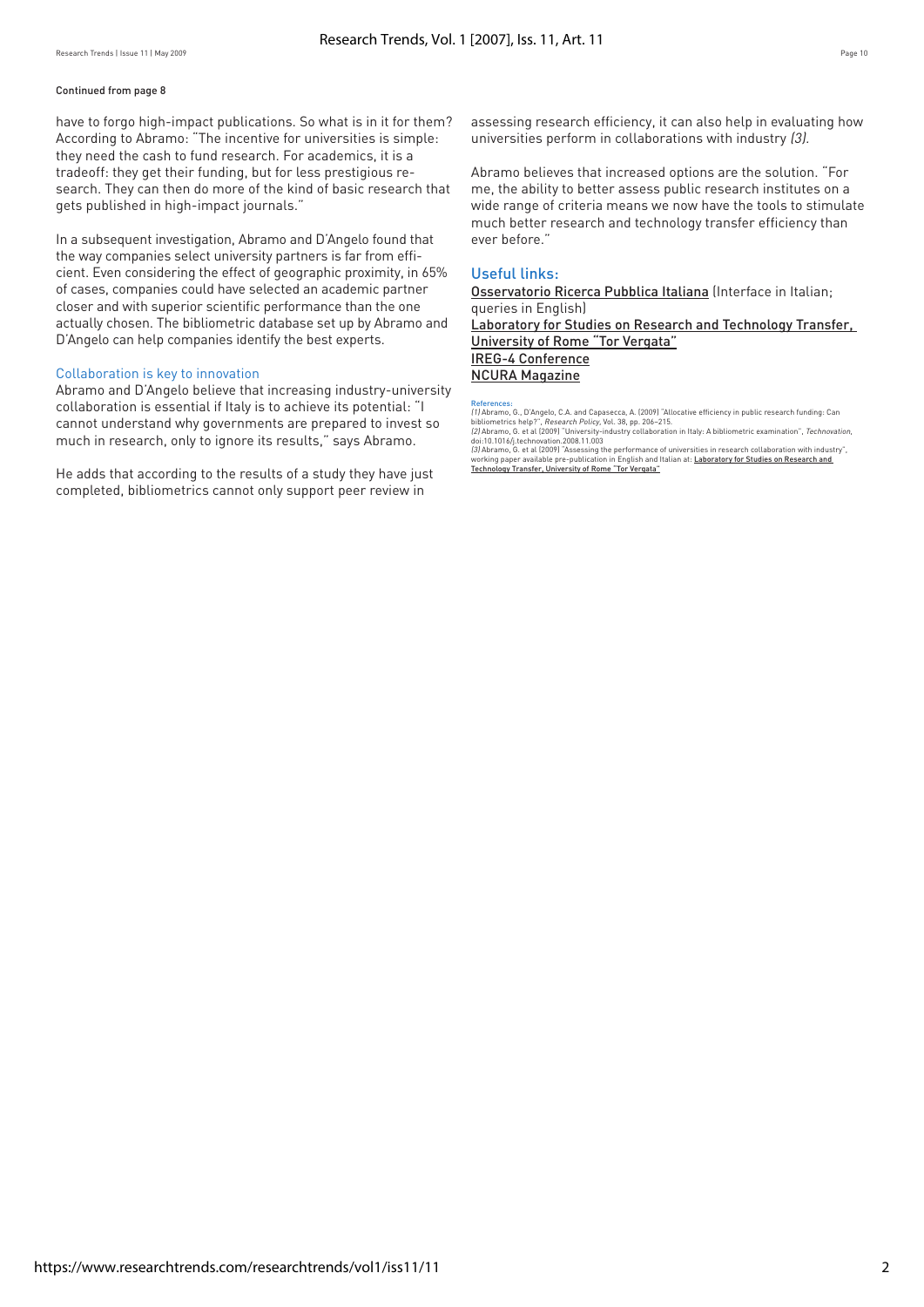Continued from page 8

have to forgo high-impact publications. So what is in it for them? According to Abramo: "The incentive for universities is simple: they need the cash to fund research. For academics, it is a tradeoff: they get their funding, but for less prestigious research. They can then do more of the kind of basic research that gets published in high-impact journals."

In a subsequent investigation, Abramo and D'Angelo found that the way companies select university partners is far from efficient. Even considering the effect of geographic proximity, in 65% of cases, companies could have selected an academic partner closer and with superior scientific performance than the one actually chosen. The bibliometric database set up by Abramo and D'Angelo can help companies identify the best experts.

## Collaboration is key to innovation

Abramo and D'Angelo believe that increasing industry-university collaboration is essential if Italy is to achieve its potential: "I cannot understand why governments are prepared to invest so much in research, only to ignore its results," says Abramo.

He adds that according to the results of a study they have just completed, bibliometrics cannot only support peer review in assessing research efficiency, it can also help in evaluating how universities perform in collaborations with industry *(3)*.

Abramo believes that increased options are the solution. "For me, the ability to better assess public research institutes on a wide range of criteria means we now have the tools to stimulate much better research and technology transfer efficiency than ever before."

## Useful links:

Osservatorio Ricerca Pubblica Italiana (Interface in Italian; queries in English)
Laboratory for Studies on Research and Technology Transfer, University of Rome "Tor Vergata"
IREG-4 Conference
NCURA Magazine

References:
*(1)* Abramo, G., D'Angelo, C.A. and Capasecca, A. (2009) "Allocative efficiency in public research funding: Can bibliometrics help?", *Research Policy*, Vol. 38, pp. 206–215.
*(2)* Abramo, G. et al (2009) "University-industry collaboration in Italy: A bibliometric examination", *Technovation*, doi:10.1016/j.technovation.2008.11.003
*(3)* Abramo, G. et al (2009) "Assessing the performance of universities in research collaboration with industry", working paper available pre-publication in English and Italian at: Laboratory for Studies on Research and Technology Transfer, University of Rome "Tor Vergata"